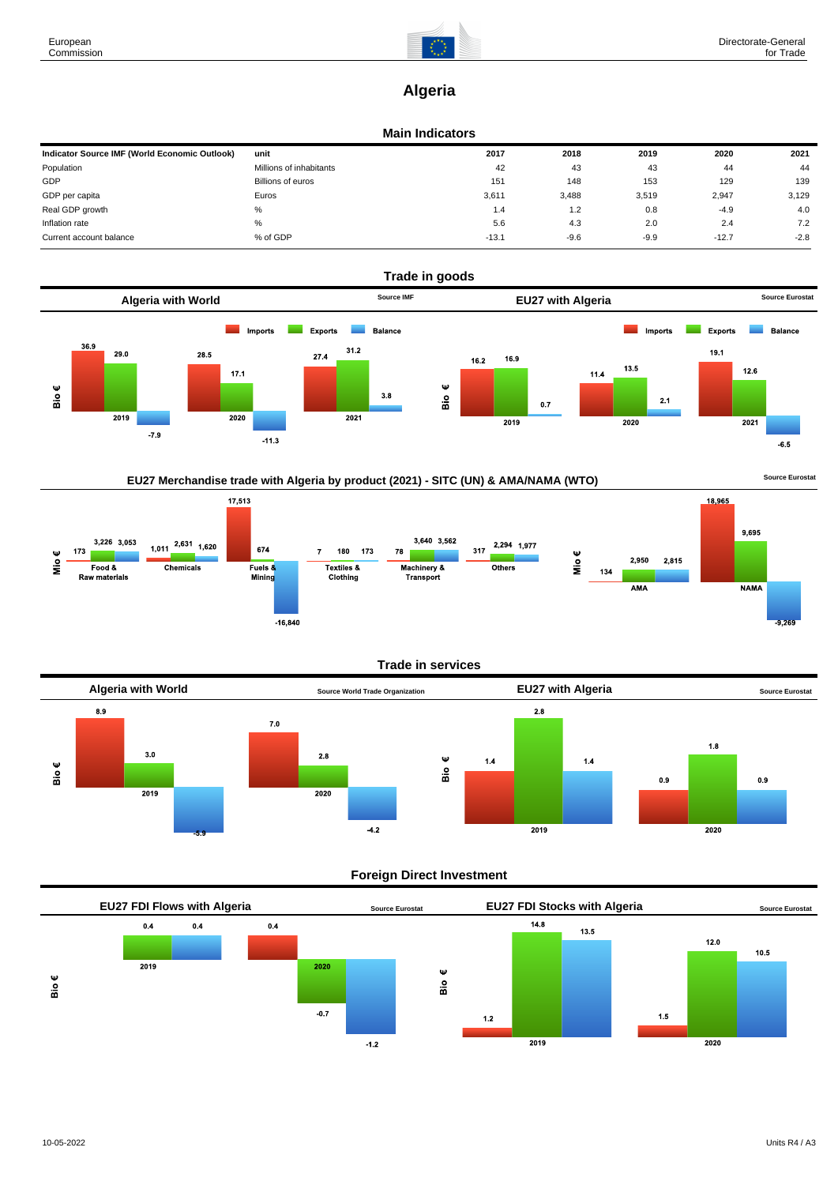# Algeria

## Main Indicators

| Indicator Source IMF (World Economic Outlook) | unit | 2017 | 2018 | 2019 | 2020 | 2021 |
|---|---|---|---|---|---|---|
| Population | Millions of inhabitants | 42 | 43 | 43 | 44 | 44 |
| GDP | Billions of euros | 151 | 148 | 153 | 129 | 139 |
| GDP per capita | Euros | 3,611 | 3,488 | 3,519 | 2,947 | 3,129 |
| Real GDP growth | % | 1.4 | 1.2 | 0.8 | -4.9 | 4.0 |
| Inflation rate | % | 5.6 | 4.3 | 2.0 | 2.4 | 7.2 |
| Current account balance | % of GDP | -13.1 | -9.6 | -9.9 | -12.7 | -2.8 |

## Trade in goods

### Algeria with World

Source IMF

Bio €

| | Imports | Exports | Balance |
|---|---|---|---|
| 2019 | 36.9 | 29.0 | -7.9 |
| 2020 | 28.5 | 17.1 | -11.3 |
| 2021 | 27.4 | 31.2 | 3.8 |

### EU27 with Algeria

Source Eurostat

Bio €

| | Imports | Exports | Balance |
|---|---|---|---|
| 2019 | 16.2 | 16.9 | 0.7 |
| 2020 | 11.4 | 13.5 | 2.1 |
| 2021 | 19.1 | 12.6 | -6.5 |

### EU27 Merchandise trade with Algeria by product (2021) - SITC (UN) & AMA/NAMA (WTO)

Source Eurostat

Mio €

| | Imports | Exports | Balance |
|---|---|---|---|
| Food & Raw materials | 173 | 3,226 | 3,053 |
| Chemicals | 1,011 | 2,631 | 1,620 |
| Fuels & Mining | 17,513 | 674 | -16,840 |
| Textiles & Clothing | 7 | 180 | 173 |
| Machinery & Transport | 78 | 3,640 | 3,562 |
| Others | 317 | 2,294 | 1,977 |
| AMA | 134 | 2,950 | 2,815 |
| NAMA | 18,965 | 9,695 | -9,269 |

## Trade in services

### Algeria with World

Source World Trade Organization

Bio €

| | Imports | Exports | Balance |
|---|---|---|---|
| 2019 | 8.9 | 3.0 | -5.9 |
| 2020 | 7.0 | 2.8 | -4.2 |

### EU27 with Algeria

Source Eurostat

Bio €

| | Imports | Exports | Balance |
|---|---|---|---|
| 2019 | 1.4 | 2.8 | 1.4 |
| 2020 | 0.9 | 1.8 | 0.9 |

## Foreign Direct Investment

### EU27 FDI Flows with Algeria

Source Eurostat

Bio €

| | Inward | Outward | Balance |
|---|---|---|---|
| 2019 | | 0.4 | 0.4 |
| 2020 | 0.4 | -0.7 | -1.2 |

### EU27 FDI Stocks with Algeria

Source Eurostat

Bio €

| | Inward | Outward | Balance |
|---|---|---|---|
| 2019 | 1.2 | 14.8 | 13.5 |
| 2020 | 1.5 | 12.0 | 10.5 |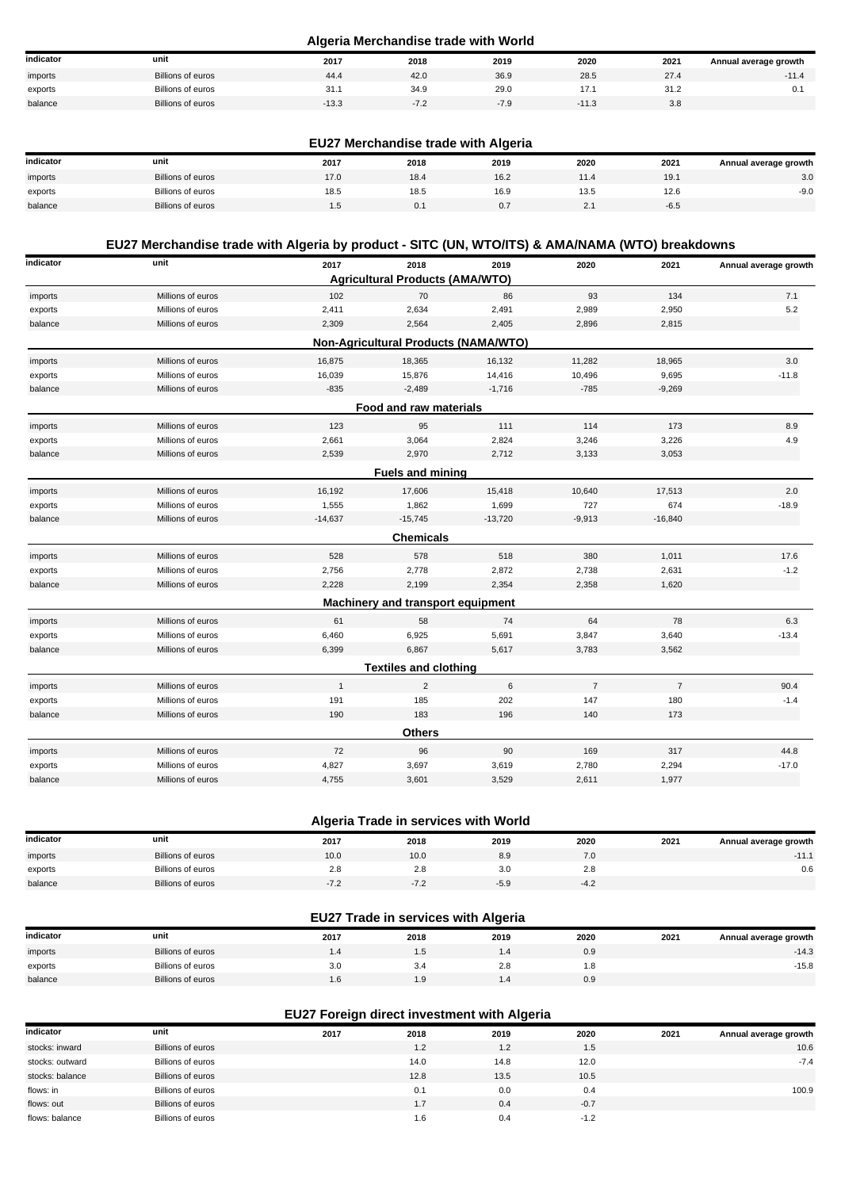## Algeria Merchandise trade with World

| indicator | unit | 2017 | 2018 | 2019 | 2020 | 2021 | Annual average growth |
|---|---|---|---|---|---|---|---|
| imports | Billions of euros | 44.4 | 42.0 | 36.9 | 28.5 | 27.4 | -11.4 |
| exports | Billions of euros | 31.1 | 34.9 | 29.0 | 17.1 | 31.2 | 0.1 |
| balance | Billions of euros | -13.3 | -7.2 | -7.9 | -11.3 | 3.8 | |

## EU27 Merchandise trade with Algeria

| indicator | unit | 2017 | 2018 | 2019 | 2020 | 2021 | Annual average growth |
|---|---|---|---|---|---|---|---|
| imports | Billions of euros | 17.0 | 18.4 | 16.2 | 11.4 | 19.1 | 3.0 |
| exports | Billions of euros | 18.5 | 18.5 | 16.9 | 13.5 | 12.6 | -9.0 |
| balance | Billions of euros | 1.5 | 0.1 | 0.7 | 2.1 | -6.5 | |

## EU27 Merchandise trade with Algeria by product - SITC (UN, WTO/ITS) & AMA/NAMA (WTO) breakdowns

| indicator | unit | 2017 | 2018 | 2019 | 2020 | 2021 | Annual average growth |
|---|---|---|---|---|---|---|---|
| | | | **Agricultural Products (AMA/WTO)** | | | | |
| imports | Millions of euros | 102 | 70 | 86 | 93 | 134 | 7.1 |
| exports | Millions of euros | 2,411 | 2,634 | 2,491 | 2,989 | 2,950 | 5.2 |
| balance | Millions of euros | 2,309 | 2,564 | 2,405 | 2,896 | 2,815 | |
| | | | **Non-Agricultural Products (NAMA/WTO)** | | | | |
| imports | Millions of euros | 16,875 | 18,365 | 16,132 | 11,282 | 18,965 | 3.0 |
| exports | Millions of euros | 16,039 | 15,876 | 14,416 | 10,496 | 9,695 | -11.8 |
| balance | Millions of euros | -835 | -2,489 | -1,716 | -785 | -9,269 | |
| | | | **Food and raw materials** | | | | |
| imports | Millions of euros | 123 | 95 | 111 | 114 | 173 | 8.9 |
| exports | Millions of euros | 2,661 | 3,064 | 2,824 | 3,246 | 3,226 | 4.9 |
| balance | Millions of euros | 2,539 | 2,970 | 2,712 | 3,133 | 3,053 | |
| | | | **Fuels and mining** | | | | |
| imports | Millions of euros | 16,192 | 17,606 | 15,418 | 10,640 | 17,513 | 2.0 |
| exports | Millions of euros | 1,555 | 1,862 | 1,699 | 727 | 674 | -18.9 |
| balance | Millions of euros | -14,637 | -15,745 | -13,720 | -9,913 | -16,840 | |
| | | | **Chemicals** | | | | |
| imports | Millions of euros | 528 | 578 | 518 | 380 | 1,011 | 17.6 |
| exports | Millions of euros | 2,756 | 2,778 | 2,872 | 2,738 | 2,631 | -1.2 |
| balance | Millions of euros | 2,228 | 2,199 | 2,354 | 2,358 | 1,620 | |
| | | | **Machinery and transport equipment** | | | | |
| imports | Millions of euros | 61 | 58 | 74 | 64 | 78 | 6.3 |
| exports | Millions of euros | 6,460 | 6,925 | 5,691 | 3,847 | 3,640 | -13.4 |
| balance | Millions of euros | 6,399 | 6,867 | 5,617 | 3,783 | 3,562 | |
| | | | **Textiles and clothing** | | | | |
| imports | Millions of euros | 1 | 2 | 6 | 7 | 7 | 90.4 |
| exports | Millions of euros | 191 | 185 | 202 | 147 | 180 | -1.4 |
| balance | Millions of euros | 190 | 183 | 196 | 140 | 173 | |
| | | | **Others** | | | | |
| imports | Millions of euros | 72 | 96 | 90 | 169 | 317 | 44.8 |
| exports | Millions of euros | 4,827 | 3,697 | 3,619 | 2,780 | 2,294 | -17.0 |
| balance | Millions of euros | 4,755 | 3,601 | 3,529 | 2,611 | 1,977 | |

## Algeria Trade in services with World

| indicator | unit | 2017 | 2018 | 2019 | 2020 | 2021 | Annual average growth |
|---|---|---|---|---|---|---|---|
| imports | Billions of euros | 10.0 | 10.0 | 8.9 | 7.0 | | -11.1 |
| exports | Billions of euros | 2.8 | 2.8 | 3.0 | 2.8 | | 0.6 |
| balance | Billions of euros | -7.2 | -7.2 | -5.9 | -4.2 | | |

## EU27 Trade in services with Algeria

| indicator | unit | 2017 | 2018 | 2019 | 2020 | 2021 | Annual average growth |
|---|---|---|---|---|---|---|---|
| imports | Billions of euros | 1.4 | 1.5 | 1.4 | 0.9 | | -14.3 |
| exports | Billions of euros | 3.0 | 3.4 | 2.8 | 1.8 | | -15.8 |
| balance | Billions of euros | 1.6 | 1.9 | 1.4 | 0.9 | | |

## EU27 Foreign direct investment with Algeria

| indicator | unit | 2017 | 2018 | 2019 | 2020 | 2021 | Annual average growth |
|---|---|---|---|---|---|---|---|
| stocks: inward | Billions of euros | | 1.2 | 1.2 | 1.5 | | 10.6 |
| stocks: outward | Billions of euros | | 14.0 | 14.8 | 12.0 | | -7.4 |
| stocks: balance | Billions of euros | | 12.8 | 13.5 | 10.5 | | |
| flows: in | Billions of euros | | 0.1 | 0.0 | 0.4 | | 100.9 |
| flows: out | Billions of euros | | 1.7 | 0.4 | -0.7 | | |
| flows: balance | Billions of euros | | 1.6 | 0.4 | -1.2 | | |